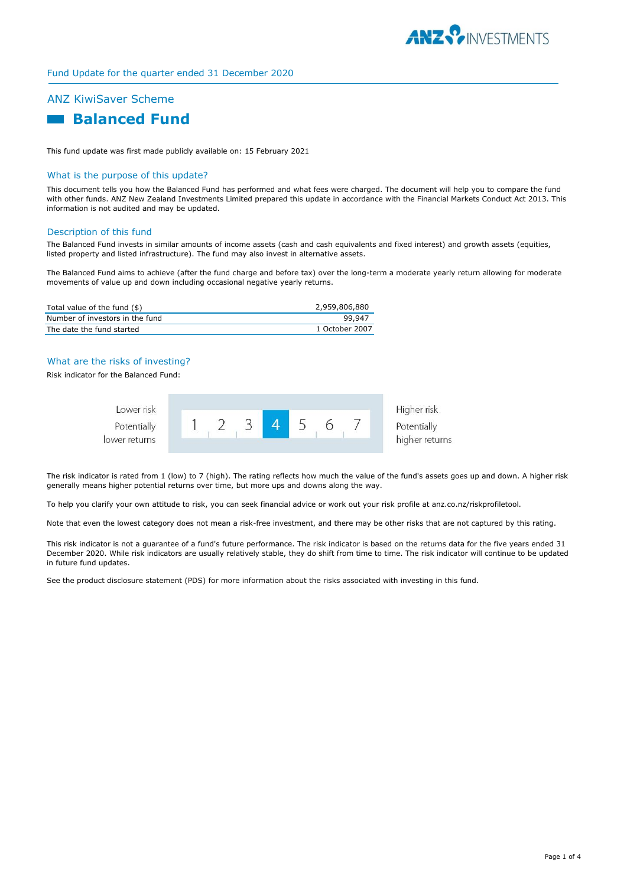Fund Update for the quarter ended 31 December 2020

## ANZ KiwiSaver Scheme

# Balanced Fund

This fund update was first made publicly available on: 15 February 2021

## What is the purpose of this update?

This document tells you how the Balanced Fund has performed and what fees were charged. The document will help you to compare the fund with other funds. ANZ New Zealand Investments Limited prepared this update in accordance with the Financial Markets Conduct Act 2013. This information is not audited and may be updated.

## Description of this fund

The Balanced Fund invests in similar amounts of income assets (cash and cash equivalents and fixed interest) and growth assets (equities, listed property and listed infrastructure). The fund may also invest in alternative assets.

The Balanced Fund aims to achieve (after the fund charge and before tax) over the long-term a moderate yearly return allowing for moderate movements of value up and down including occasional negative yearly returns.

| | |
|---|---|
| Total value of the fund ($) | 2,959,806,880 |
| Number of investors in the fund | 99,947 |
| The date the fund started | 1 October 2007 |

## What are the risks of investing?

Risk indicator for the Balanced Fund:

| Lower risk<br>Potentially lower returns | 1 | 2 | 3 | **4** | 5 | 6 | 7 | Higher risk<br>Potentially higher returns |
|---|---|---|---|---|---|---|---|---|

The risk indicator is rated from 1 (low) to 7 (high). The rating reflects how much the value of the fund's assets goes up and down. A higher risk generally means higher potential returns over time, but more ups and downs along the way.

To help you clarify your own attitude to risk, you can seek financial advice or work out your risk profile at anz.co.nz/riskprofiletool.

Note that even the lowest category does not mean a risk-free investment, and there may be other risks that are not captured by this rating.

This risk indicator is not a guarantee of a fund's future performance. The risk indicator is based on the returns data for the five years ended 31 December 2020. While risk indicators are usually relatively stable, they do shift from time to time. The risk indicator will continue to be updated in future fund updates.

See the product disclosure statement (PDS) for more information about the risks associated with investing in this fund.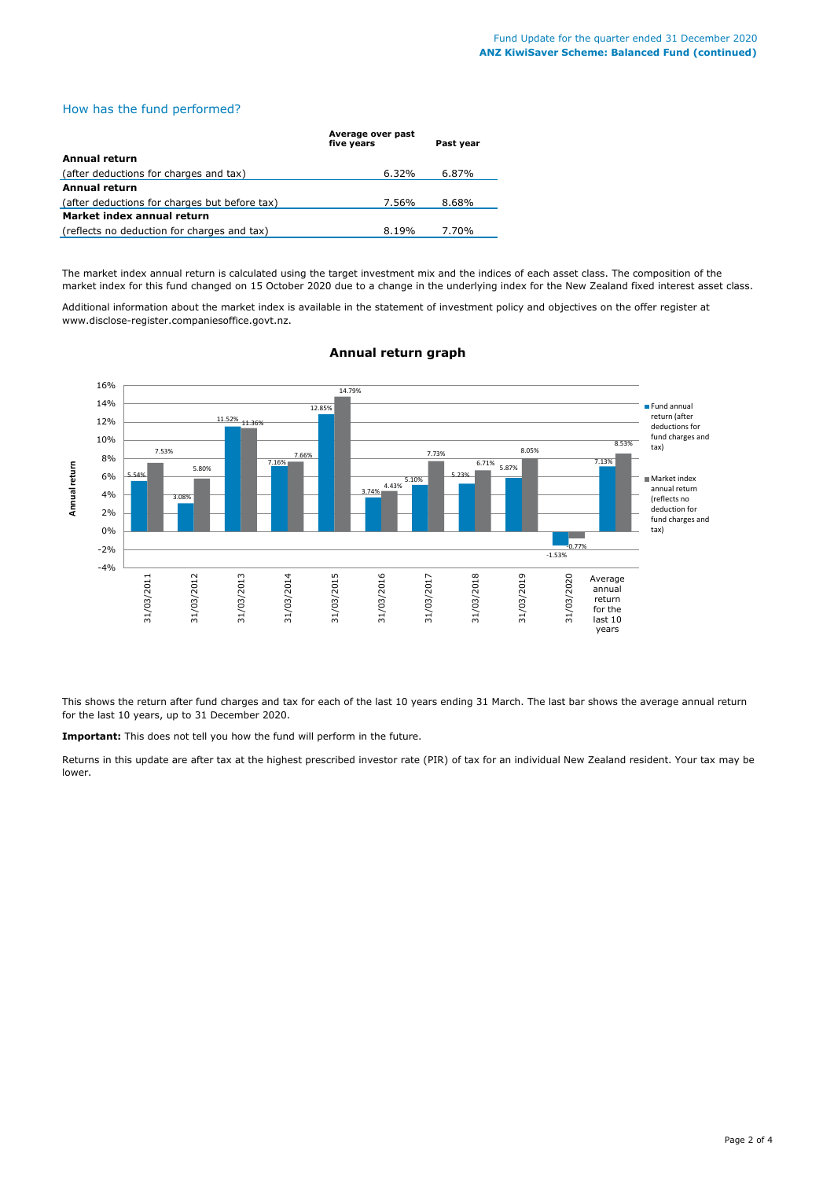## How has the fund performed?

| | Average over past five years | Past year |
|---|---|---|
| **Annual return** | | |
| (after deductions for charges and tax) | 6.32% | 6.87% |
| **Annual return** | | |
| (after deductions for charges but before tax) | 7.56% | 8.68% |
| **Market index annual return** | | |
| (reflects no deduction for charges and tax) | 8.19% | 7.70% |

The market index annual return is calculated using the target investment mix and the indices of each asset class. The composition of the market index for this fund changed on 15 October 2020 due to a change in the underlying index for the New Zealand fixed interest asset class.

Additional information about the market index is available in the statement of investment policy and objectives on the offer register at www.disclose-register.companiesoffice.govt.nz.

### Annual return graph

| Year | Fund annual return (after deductions for fund charges and tax) | Market index annual return (reflects no deduction for fund charges and tax) |
|---|---|---|
| 31/03/2011 | 5.54% | 7.53% |
| 31/03/2012 | 3.08% | 5.80% |
| 31/03/2013 | 11.52% | 11.36% |
| 31/03/2014 | 7.16% | 7.66% |
| 31/03/2015 | 12.85% | 14.79% |
| 31/03/2016 | 3.74% | 4.43% |
| 31/03/2017 | 5.10% | 7.73% |
| 31/03/2018 | 5.23% | 6.71% |
| 31/03/2019 | 5.87% | 8.05% |
| 31/03/2020 | -1.53% | -0.77% |
| Average annual return for the last 10 years | 7.13% | 8.53% |

This shows the return after fund charges and tax for each of the last 10 years ending 31 March. The last bar shows the average annual return for the last 10 years, up to 31 December 2020.

**Important:** This does not tell you how the fund will perform in the future.

Returns in this update are after tax at the highest prescribed investor rate (PIR) of tax for an individual New Zealand resident. Your tax may be lower.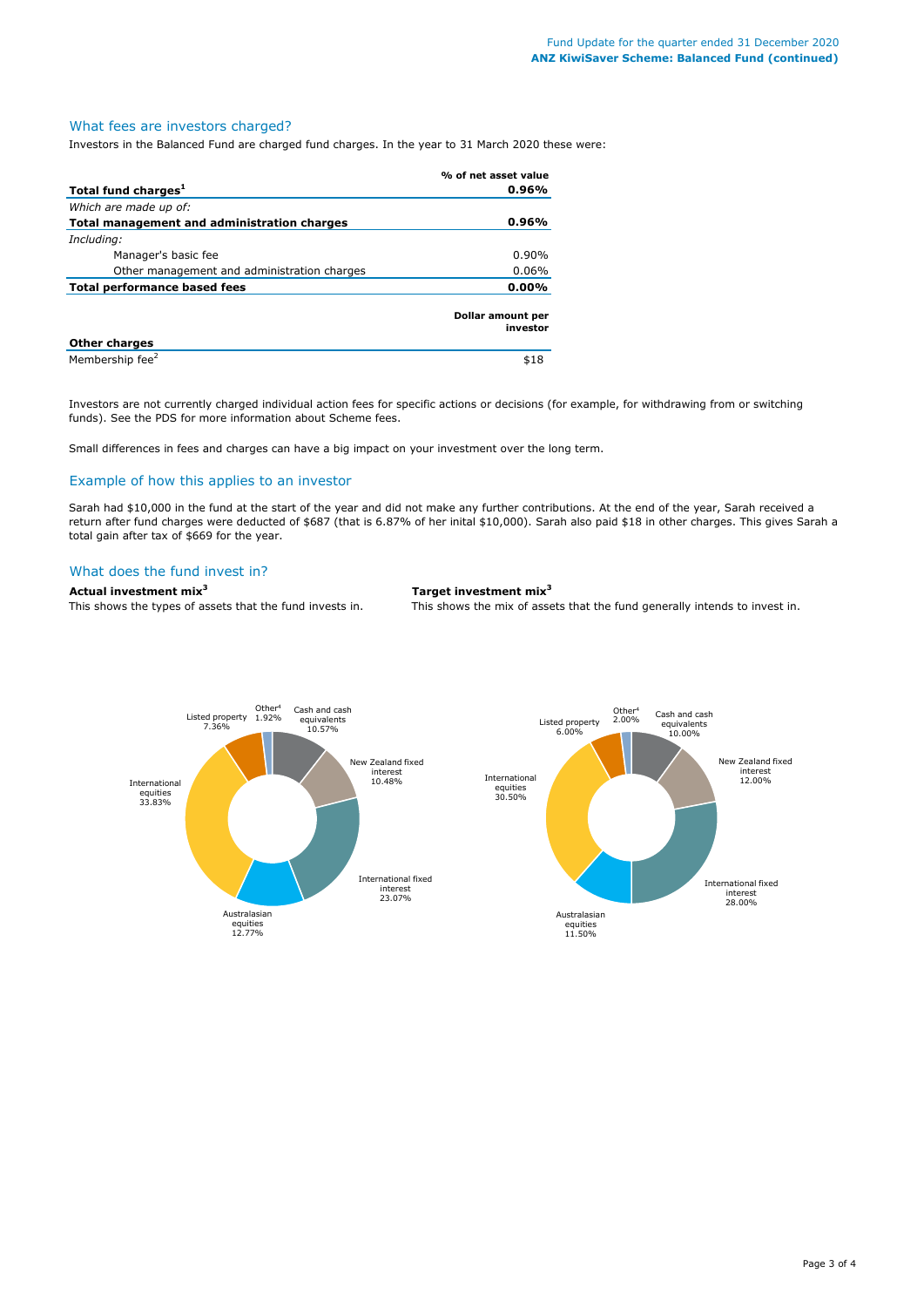## What fees are investors charged?

Investors in the Balanced Fund are charged fund charges. In the year to 31 March 2020 these were:

| | % of net asset value |
|---|---|
| **Total fund charges[1]** | **0.96%** |
| *Which are made up of:* | |
| **Total management and administration charges** | **0.96%** |
| *Including:* | |
| Manager's basic fee | 0.90% |
| Other management and administration charges | 0.06% |
| **Total performance based fees** | **0.00%** |

| **Other charges** | **Dollar amount per investor** |
|---|---|
| Membership fee[2] | $18 |

Investors are not currently charged individual action fees for specific actions or decisions (for example, for withdrawing from or switching funds). See the PDS for more information about Scheme fees.

Small differences in fees and charges can have a big impact on your investment over the long term.

## Example of how this applies to an investor

Sarah had $10,000 in the fund at the start of the year and did not make any further contributions. At the end of the year, Sarah received a return after fund charges were deducted of $687 (that is 6.87% of her inital $10,000). Sarah also paid $18 in other charges. This gives Sarah a total gain after tax of $669 for the year.

## What does the fund invest in?

**Actual investment mix[3]**

This shows the types of assets that the fund invests in.

| Asset | % |
|---|---|
| Cash and cash equivalents | 10.57% |
| New Zealand fixed interest | 10.48% |
| International fixed interest | 23.07% |
| Australasian equities | 12.77% |
| International equities | 33.83% |
| Listed property | 7.36% |
| Other[4] | 1.92% |

**Target investment mix[3]**

This shows the mix of assets that the fund generally intends to invest in.

| Asset | % |
|---|---|
| Cash and cash equivalents | 10.00% |
| New Zealand fixed interest | 12.00% |
| International fixed interest | 28.00% |
| Australasian equities | 11.50% |
| International equities | 30.50% |
| Listed property | 6.00% |
| Other[4] | 2.00% |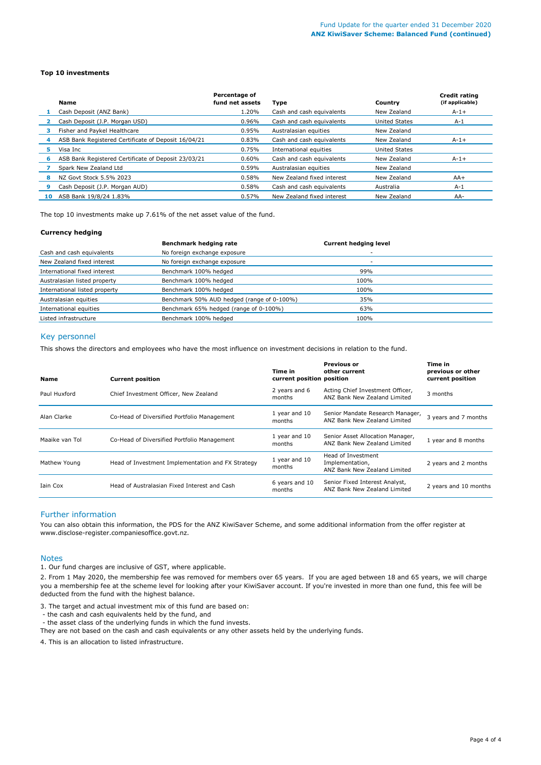### Top 10 investments

| | Name | Percentage of fund net assets | Type | Country | Credit rating (if applicable) |
|---|---|---|---|---|---|
| 1 | Cash Deposit (ANZ Bank) | 1.20% | Cash and cash equivalents | New Zealand | A-1+ |
| 2 | Cash Deposit (J.P. Morgan USD) | 0.96% | Cash and cash equivalents | United States | A-1 |
| 3 | Fisher and Paykel Healthcare | 0.95% | Australasian equities | New Zealand | |
| 4 | ASB Bank Registered Certificate of Deposit 16/04/21 | 0.83% | Cash and cash equivalents | New Zealand | A-1+ |
| 5 | Visa Inc | 0.75% | International equities | United States | |
| 6 | ASB Bank Registered Certificate of Deposit 23/03/21 | 0.60% | Cash and cash equivalents | New Zealand | A-1+ |
| 7 | Spark New Zealand Ltd | 0.59% | Australasian equities | New Zealand | |
| 8 | NZ Govt Stock 5.5% 2023 | 0.58% | New Zealand fixed interest | New Zealand | AA+ |
| 9 | Cash Deposit (J.P. Morgan AUD) | 0.58% | Cash and cash equivalents | Australia | A-1 |
| 10 | ASB Bank 19/8/24 1.83% | 0.57% | New Zealand fixed interest | New Zealand | AA- |

The top 10 investments make up 7.61% of the net asset value of the fund.

### Currency hedging

| | Benchmark hedging rate | Current hedging level |
|---|---|---|
| Cash and cash equivalents | No foreign exchange exposure | - |
| New Zealand fixed interest | No foreign exchange exposure | - |
| International fixed interest | Benchmark 100% hedged | 99% |
| Australasian listed property | Benchmark 100% hedged | 100% |
| International listed property | Benchmark 100% hedged | 100% |
| Australasian equities | Benchmark 50% AUD hedged (range of 0-100%) | 35% |
| International equities | Benchmark 65% hedged (range of 0-100%) | 63% |
| Listed infrastructure | Benchmark 100% hedged | 100% |

## Key personnel

This shows the directors and employees who have the most influence on investment decisions in relation to the fund.

| Name | Current position | Time in current position | Previous or other current position | Time in previous or other current position |
|---|---|---|---|---|
| Paul Huxford | Chief Investment Officer, New Zealand | 2 years and 6 months | Acting Chief Investment Officer, ANZ Bank New Zealand Limited | 3 months |
| Alan Clarke | Co-Head of Diversified Portfolio Management | 1 year and 10 months | Senior Mandate Research Manager, ANZ Bank New Zealand Limited | 3 years and 7 months |
| Maaike van Tol | Co-Head of Diversified Portfolio Management | 1 year and 10 months | Senior Asset Allocation Manager, ANZ Bank New Zealand Limited | 1 year and 8 months |
| Mathew Young | Head of Investment Implementation and FX Strategy | 1 year and 10 months | Head of Investment Implementation, ANZ Bank New Zealand Limited | 2 years and 2 months |
| Iain Cox | Head of Australasian Fixed Interest and Cash | 6 years and 10 months | Senior Fixed Interest Analyst, ANZ Bank New Zealand Limited | 2 years and 10 months |

## Further information

You can also obtain this information, the PDS for the ANZ KiwiSaver Scheme, and some additional information from the offer register at www.disclose-register.companiesoffice.govt.nz.

## Notes

1. Our fund charges are inclusive of GST, where applicable.

2. From 1 May 2020, the membership fee was removed for members over 65 years. If you are aged between 18 and 65 years, we will charge you a membership fee at the scheme level for looking after your KiwiSaver account. If you're invested in more than one fund, this fee will be deducted from the fund with the highest balance.

3. The target and actual investment mix of this fund are based on:
 - the cash and cash equivalents held by the fund, and
 - the asset class of the underlying funds in which the fund invests.

They are not based on the cash and cash equivalents or any other assets held by the underlying funds.

4. This is an allocation to listed infrastructure.